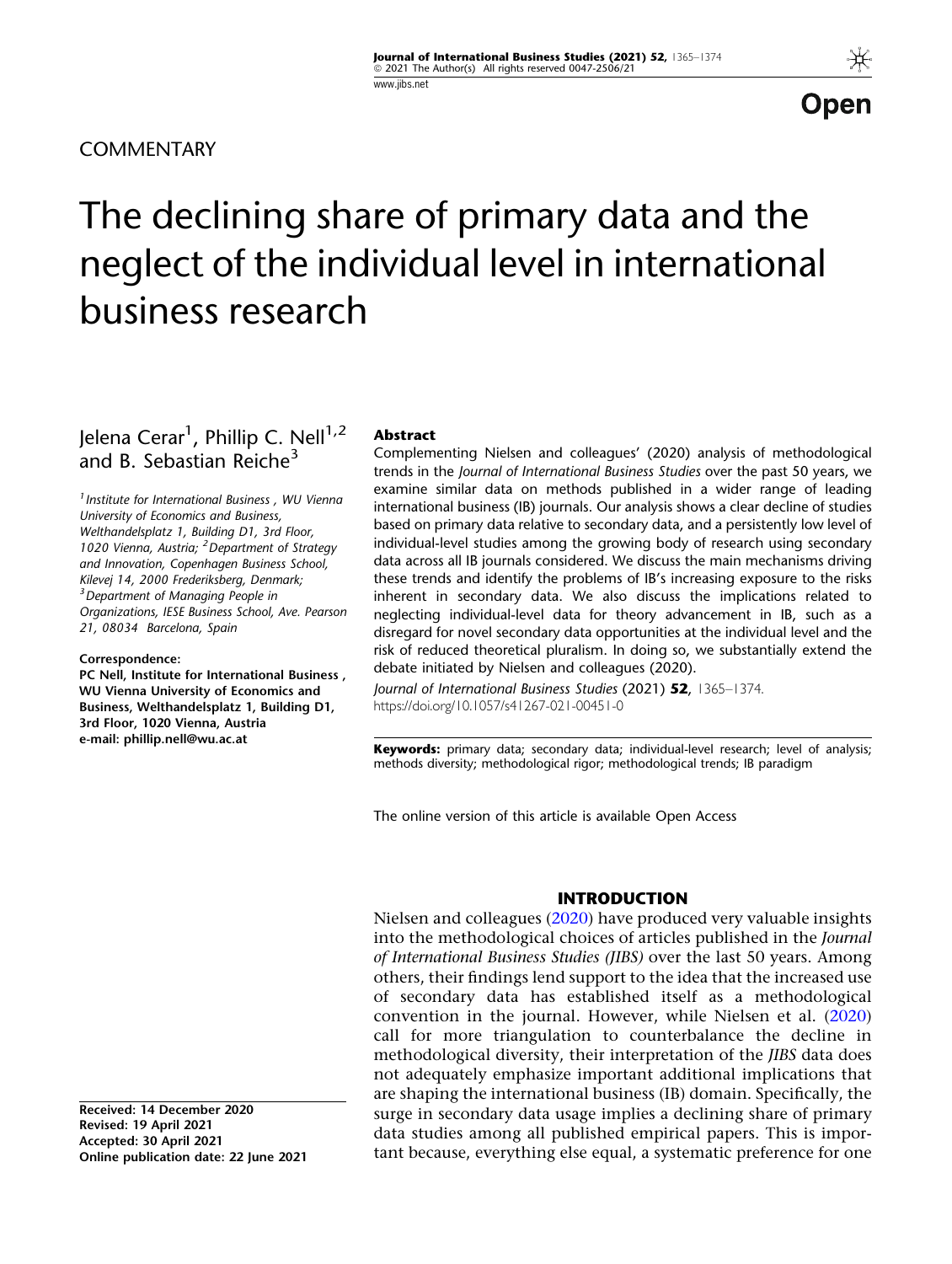COMMENTARY

# The declining share of primary data and the neglect of the individual level in international business research

Jelena Cerar[1], Phillip C. Nell[1,2] and B. Sebastian Reiche[3]

[1] Institute for International Business, WU Vienna University of Economics and Business, Welthandelsplatz 1, Building D1, 3rd Floor, 1020 Vienna, Austria; [2] Department of Strategy and Innovation, Copenhagen Business School, Kilevej 14, 2000 Frederiksberg, Denmark; [3] Department of Managing People in Organizations, IESE Business School, Ave. Pearson 21, 08034 Barcelona, Spain

**Correspondence:**
**PC Nell, Institute for International Business, WU Vienna University of Economics and Business, Welthandelsplatz 1, Building D1, 3rd Floor, 1020 Vienna, Austria**
**e-mail: phillip.nell@wu.ac.at**

**Abstract**

Complementing Nielsen and colleagues' (2020) analysis of methodological trends in the *Journal of International Business Studies* over the past 50 years, we examine similar data on methods published in a wider range of leading international business (IB) journals. Our analysis shows a clear decline of studies based on primary data relative to secondary data, and a persistently low level of individual-level studies among the growing body of research using secondary data across all IB journals considered. We discuss the main mechanisms driving these trends and identify the problems of IB's increasing exposure to the risks inherent in secondary data. We also discuss the implications related to neglecting individual-level data for theory advancement in IB, such as a disregard for novel secondary data opportunities at the individual level and the risk of reduced theoretical pluralism. In doing so, we substantially extend the debate initiated by Nielsen and colleagues (2020).

*Journal of International Business Studies* (2021) **52**, 1365–1374. https://doi.org/10.1057/s41267-021-00451-0

**Keywords:** primary data; secondary data; individual-level research; level of analysis; methods diversity; methodological rigor; methodological trends; IB paradigm

The online version of this article is available Open Access

**Received: 14 December 2020**
**Revised: 19 April 2021**
**Accepted: 30 April 2021**
**Online publication date: 22 June 2021**

## INTRODUCTION

Nielsen and colleagues (2020) have produced very valuable insights into the methodological choices of articles published in the *Journal of International Business Studies (JIBS)* over the last 50 years. Among others, their findings lend support to the idea that the increased use of secondary data has established itself as a methodological convention in the journal. However, while Nielsen et al. (2020) call for more triangulation to counterbalance the decline in methodological diversity, their interpretation of the *JIBS* data does not adequately emphasize important additional implications that are shaping the international business (IB) domain. Specifically, the surge in secondary data usage implies a declining share of primary data studies among all published empirical papers. This is important because, everything else equal, a systematic preference for one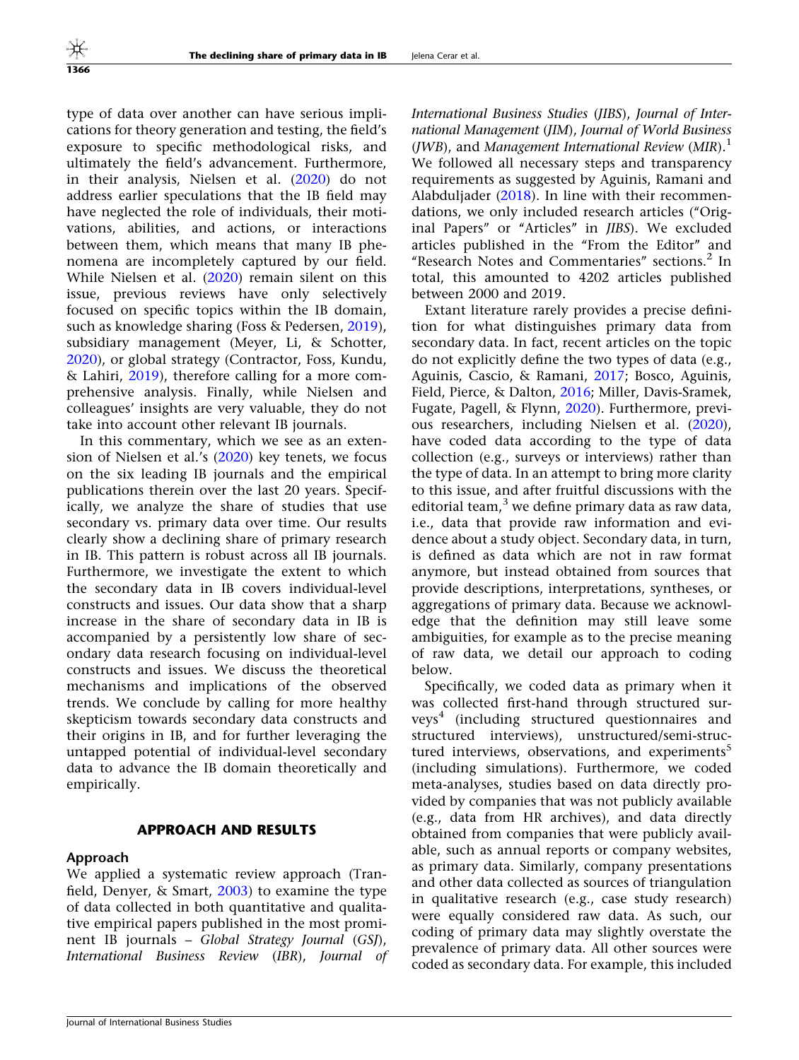type of data over another can have serious implications for theory generation and testing, the field's exposure to specific methodological risks, and ultimately the field's advancement. Furthermore, in their analysis, Nielsen et al. (2020) do not address earlier speculations that the IB field may have neglected the role of individuals, their motivations, abilities, and actions, or interactions between them, which means that many IB phenomena are incompletely captured by our field. While Nielsen et al. (2020) remain silent on this issue, previous reviews have only selectively focused on specific topics within the IB domain, such as knowledge sharing (Foss & Pedersen, 2019), subsidiary management (Meyer, Li, & Schotter, 2020), or global strategy (Contractor, Foss, Kundu, & Lahiri, 2019), therefore calling for a more comprehensive analysis. Finally, while Nielsen and colleagues' insights are very valuable, they do not take into account other relevant IB journals.

In this commentary, which we see as an extension of Nielsen et al.'s (2020) key tenets, we focus on the six leading IB journals and the empirical publications therein over the last 20 years. Specifically, we analyze the share of studies that use secondary vs. primary data over time. Our results clearly show a declining share of primary research in IB. This pattern is robust across all IB journals. Furthermore, we investigate the extent to which the secondary data in IB covers individual-level constructs and issues. Our data show that a sharp increase in the share of secondary data in IB is accompanied by a persistently low share of secondary data research focusing on individual-level constructs and issues. We discuss the theoretical mechanisms and implications of the observed trends. We conclude by calling for more healthy skepticism towards secondary data constructs and their origins in IB, and for further leveraging the untapped potential of individual-level secondary data to advance the IB domain theoretically and empirically.

## APPROACH AND RESULTS

### Approach

We applied a systematic review approach (Tranfield, Denyer, & Smart, 2003) to examine the type of data collected in both quantitative and qualitative empirical papers published in the most prominent IB journals – *Global Strategy Journal* (*GSJ*), *International Business Review* (*IBR*), *Journal of International Business Studies* (*JIBS*), *Journal of International Management* (*JIM*), *Journal of World Business* (*JWB*), and *Management International Review* (*MIR*).[1] We followed all necessary steps and transparency requirements as suggested by Aguinis, Ramani and Alabduljader (2018). In line with their recommendations, we only included research articles ("Original Papers" or "Articles" in *JIBS*). We excluded articles published in the "From the Editor" and "Research Notes and Commentaries" sections.[2] In total, this amounted to 4202 articles published between 2000 and 2019.

Extant literature rarely provides a precise definition for what distinguishes primary data from secondary data. In fact, recent articles on the topic do not explicitly define the two types of data (e.g., Aguinis, Cascio, & Ramani, 2017; Bosco, Aguinis, Field, Pierce, & Dalton, 2016; Miller, Davis-Sramek, Fugate, Pagell, & Flynn, 2020). Furthermore, previous researchers, including Nielsen et al. (2020), have coded data according to the type of data collection (e.g., surveys or interviews) rather than the type of data. In an attempt to bring more clarity to this issue, and after fruitful discussions with the editorial team,[3] we define primary data as raw data, i.e., data that provide raw information and evidence about a study object. Secondary data, in turn, is defined as data which are not in raw format anymore, but instead obtained from sources that provide descriptions, interpretations, syntheses, or aggregations of primary data. Because we acknowledge that the definition may still leave some ambiguities, for example as to the precise meaning of raw data, we detail our approach to coding below.

Specifically, we coded data as primary when it was collected first-hand through structured surveys[4] (including structured questionnaires and structured interviews), unstructured/semi-structured interviews, observations, and experiments[5] (including simulations). Furthermore, we coded meta-analyses, studies based on data directly provided by companies that was not publicly available (e.g., data from HR archives), and data directly obtained from companies that were publicly available, such as annual reports or company websites, as primary data. Similarly, company presentations and other data collected as sources of triangulation in qualitative research (e.g., case study research) were equally considered raw data. As such, our coding of primary data may slightly overstate the prevalence of primary data. All other sources were coded as secondary data. For example, this included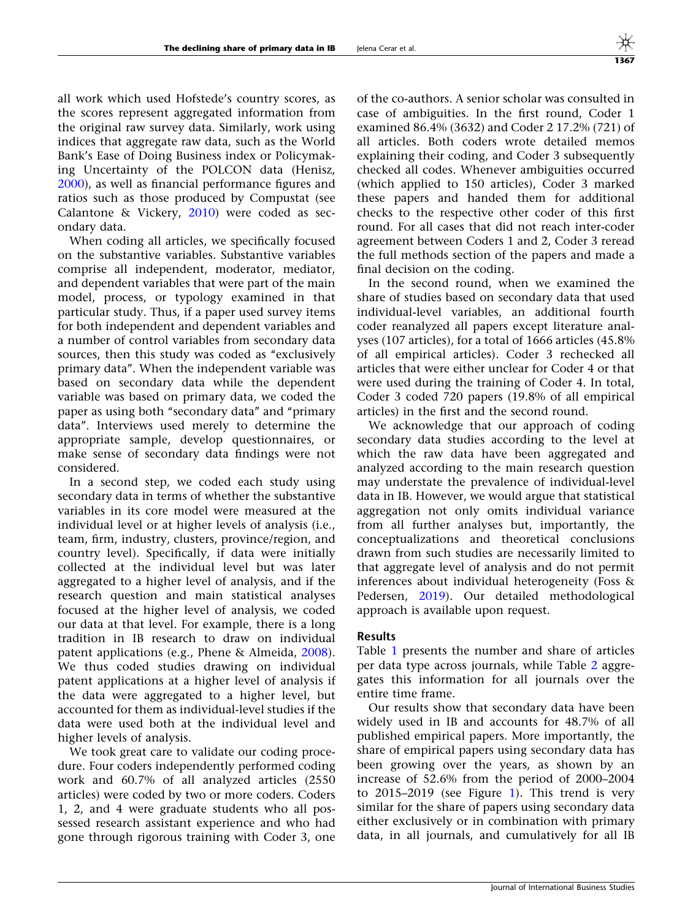all work which used Hofstede's country scores, as the scores represent aggregated information from the original raw survey data. Similarly, work using indices that aggregate raw data, such as the World Bank's Ease of Doing Business index or Policymaking Uncertainty of the POLCON data (Henisz, 2000), as well as financial performance figures and ratios such as those produced by Compustat (see Calantone & Vickery, 2010) were coded as secondary data.

When coding all articles, we specifically focused on the substantive variables. Substantive variables comprise all independent, moderator, mediator, and dependent variables that were part of the main model, process, or typology examined in that particular study. Thus, if a paper used survey items for both independent and dependent variables and a number of control variables from secondary data sources, then this study was coded as "exclusively primary data". When the independent variable was based on secondary data while the dependent variable was based on primary data, we coded the paper as using both "secondary data" and "primary data". Interviews used merely to determine the appropriate sample, develop questionnaires, or make sense of secondary data findings were not considered.

In a second step, we coded each study using secondary data in terms of whether the substantive variables in its core model were measured at the individual level or at higher levels of analysis (i.e., team, firm, industry, clusters, province/region, and country level). Specifically, if data were initially collected at the individual level but was later aggregated to a higher level of analysis, and if the research question and main statistical analyses focused at the higher level of analysis, we coded our data at that level. For example, there is a long tradition in IB research to draw on individual patent applications (e.g., Phene & Almeida, 2008). We thus coded studies drawing on individual patent applications at a higher level of analysis if the data were aggregated to a higher level, but accounted for them as individual-level studies if the data were used both at the individual level and higher levels of analysis.

We took great care to validate our coding procedure. Four coders independently performed coding work and 60.7% of all analyzed articles (2550 articles) were coded by two or more coders. Coders 1, 2, and 4 were graduate students who all possessed research assistant experience and who had gone through rigorous training with Coder 3, one of the co-authors. A senior scholar was consulted in case of ambiguities. In the first round, Coder 1 examined 86.4% (3632) and Coder 2 17.2% (721) of all articles. Both coders wrote detailed memos explaining their coding, and Coder 3 subsequently checked all codes. Whenever ambiguities occurred (which applied to 150 articles), Coder 3 marked these papers and handed them for additional checks to the respective other coder of this first round. For all cases that did not reach inter-coder agreement between Coders 1 and 2, Coder 3 reread the full methods section of the papers and made a final decision on the coding.

In the second round, when we examined the share of studies based on secondary data that used individual-level variables, an additional fourth coder reanalyzed all papers except literature analyses (107 articles), for a total of 1666 articles (45.8% of all empirical articles). Coder 3 rechecked all articles that were either unclear for Coder 4 or that were used during the training of Coder 4. In total, Coder 3 coded 720 papers (19.8% of all empirical articles) in the first and the second round.

We acknowledge that our approach of coding secondary data studies according to the level at which the raw data have been aggregated and analyzed according to the main research question may understate the prevalence of individual-level data in IB. However, we would argue that statistical aggregation not only omits individual variance from all further analyses but, importantly, the conceptualizations and theoretical conclusions drawn from such studies are necessarily limited to that aggregate level of analysis and do not permit inferences about individual heterogeneity (Foss & Pedersen, 2019). Our detailed methodological approach is available upon request.

## Results

Table 1 presents the number and share of articles per data type across journals, while Table 2 aggregates this information for all journals over the entire time frame.

Our results show that secondary data have been widely used in IB and accounts for 48.7% of all published empirical papers. More importantly, the share of empirical papers using secondary data has been growing over the years, as shown by an increase of 52.6% from the period of 2000–2004 to 2015–2019 (see Figure 1). This trend is very similar for the share of papers using secondary data either exclusively or in combination with primary data, in all journals, and cumulatively for all IB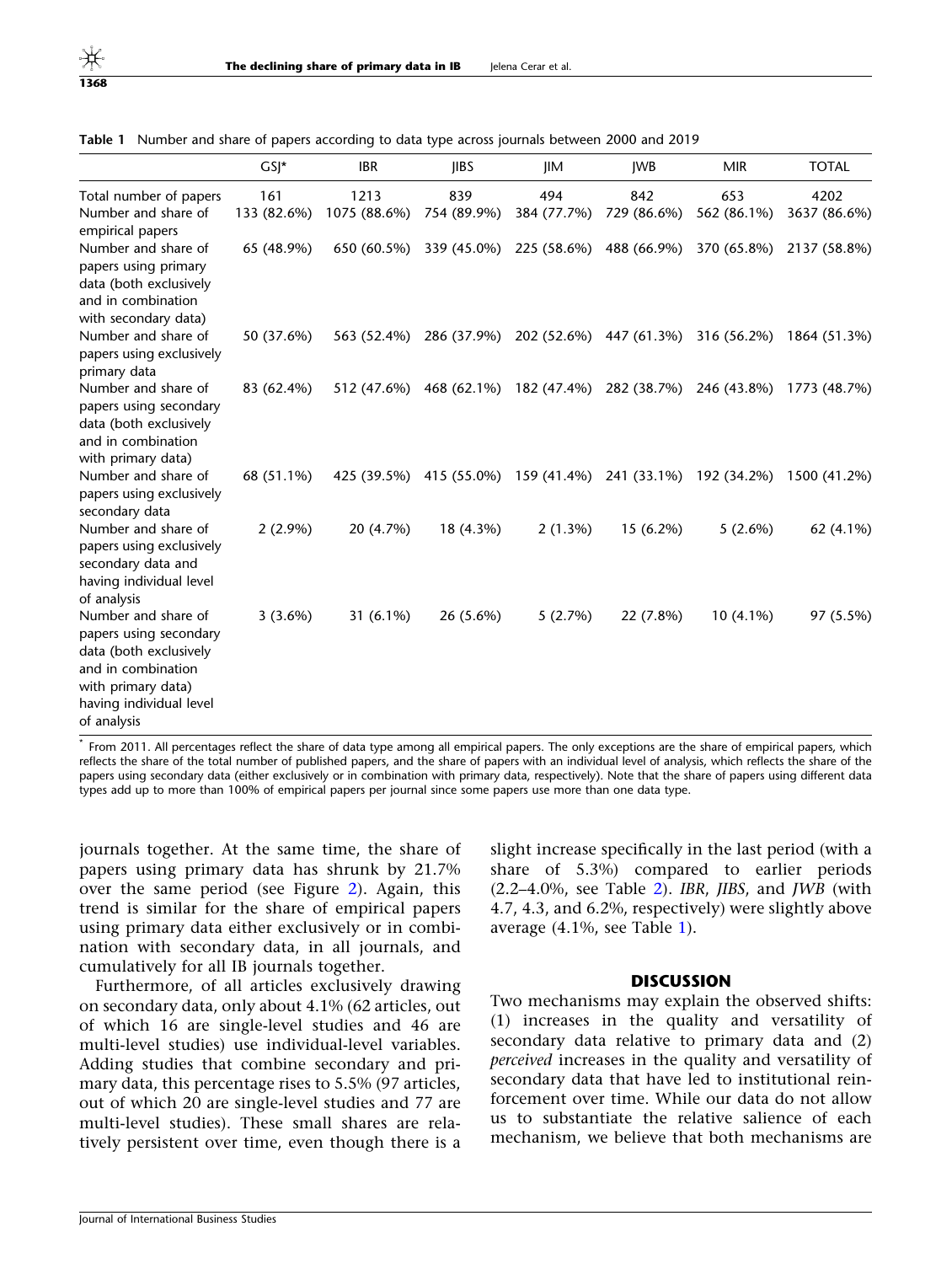Table 1 Number and share of papers according to data type across journals between 2000 and 2019

| | GSJ* | IBR | JIBS | JIM | JWB | MIR | TOTAL |
|---|---|---|---|---|---|---|---|
| Total number of papers | 161 | 1213 | 839 | 494 | 842 | 653 | 4202 |
| Number and share of empirical papers | 133 (82.6%) | 1075 (88.6%) | 754 (89.9%) | 384 (77.7%) | 729 (86.6%) | 562 (86.1%) | 3637 (86.6%) |
| Number and share of papers using primary data (both exclusively and in combination with secondary data) | 65 (48.9%) | 650 (60.5%) | 339 (45.0%) | 225 (58.6%) | 488 (66.9%) | 370 (65.8%) | 2137 (58.8%) |
| Number and share of papers using exclusively primary data | 50 (37.6%) | 563 (52.4%) | 286 (37.9%) | 202 (52.6%) | 447 (61.3%) | 316 (56.2%) | 1864 (51.3%) |
| Number and share of papers using secondary data (both exclusively and in combination with primary data) | 83 (62.4%) | 512 (47.6%) | 468 (62.1%) | 182 (47.4%) | 282 (38.7%) | 246 (43.8%) | 1773 (48.7%) |
| Number and share of papers using exclusively secondary data | 68 (51.1%) | 425 (39.5%) | 415 (55.0%) | 159 (41.4%) | 241 (33.1%) | 192 (34.2%) | 1500 (41.2%) |
| Number and share of papers using exclusively secondary data and having individual level of analysis | 2 (2.9%) | 20 (4.7%) | 18 (4.3%) | 2 (1.3%) | 15 (6.2%) | 5 (2.6%) | 62 (4.1%) |
| Number and share of papers using secondary data (both exclusively and in combination with primary data) having individual level of analysis | 3 (3.6%) | 31 (6.1%) | 26 (5.6%) | 5 (2.7%) | 22 (7.8%) | 10 (4.1%) | 97 (5.5%) |

* From 2011. All percentages reflect the share of data type among all empirical papers. The only exceptions are the share of empirical papers, which reflects the share of the total number of published papers, and the share of papers with an individual level of analysis, which reflects the share of the papers using secondary data (either exclusively or in combination with primary data, respectively). Note that the share of papers using different data types add up to more than 100% of empirical papers per journal since some papers use more than one data type.

journals together. At the same time, the share of papers using primary data has shrunk by 21.7% over the same period (see Figure 2). Again, this trend is similar for the share of empirical papers using primary data either exclusively or in combination with secondary data, in all journals, and cumulatively for all IB journals together.

Furthermore, of all articles exclusively drawing on secondary data, only about 4.1% (62 articles, out of which 16 are single-level studies and 46 are multi-level studies) use individual-level variables. Adding studies that combine secondary and primary data, this percentage rises to 5.5% (97 articles, out of which 20 are single-level studies and 77 are multi-level studies). These small shares are relatively persistent over time, even though there is a slight increase specifically in the last period (with a share of 5.3%) compared to earlier periods (2.2–4.0%, see Table 2). *IBR*, *JIBS*, and *JWB* (with 4.7, 4.3, and 6.2%, respectively) were slightly above average (4.1%, see Table 1).

## DISCUSSION

Two mechanisms may explain the observed shifts: (1) increases in the quality and versatility of secondary data relative to primary data and (2) *perceived* increases in the quality and versatility of secondary data that have led to institutional reinforcement over time. While our data do not allow us to substantiate the relative salience of each mechanism, we believe that both mechanisms are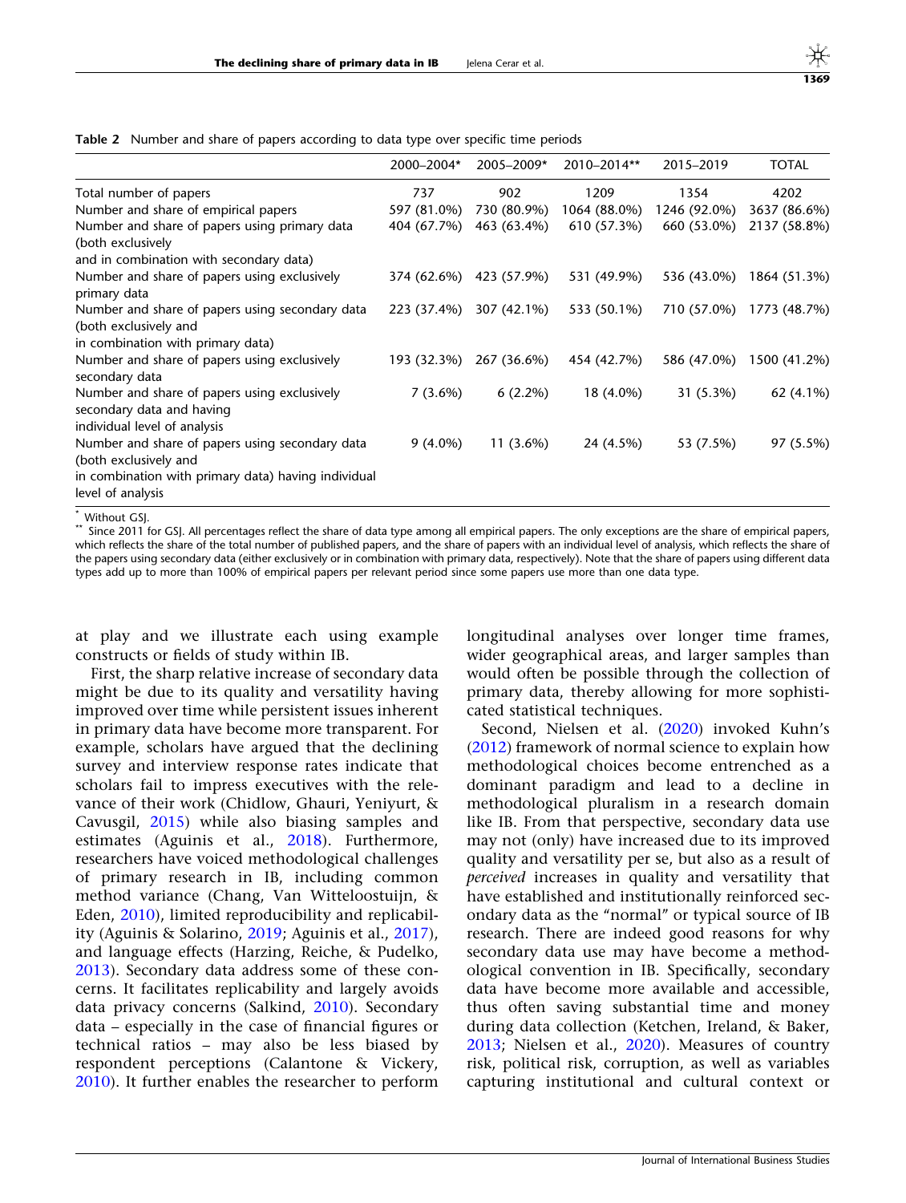**Table 2** Number and share of papers according to data type over specific time periods

| | 2000–2004* | 2005–2009* | 2010–2014** | 2015–2019 | TOTAL |
|---|---|---|---|---|---|
| Total number of papers | 737 | 902 | 1209 | 1354 | 4202 |
| Number and share of empirical papers | 597 (81.0%) | 730 (80.9%) | 1064 (88.0%) | 1246 (92.0%) | 3637 (86.6%) |
| Number and share of papers using primary data (both exclusively and in combination with secondary data) | 404 (67.7%) | 463 (63.4%) | 610 (57.3%) | 660 (53.0%) | 2137 (58.8%) |
| Number and share of papers using exclusively primary data | 374 (62.6%) | 423 (57.9%) | 531 (49.9%) | 536 (43.0%) | 1864 (51.3%) |
| Number and share of papers using secondary data (both exclusively and in combination with primary data) | 223 (37.4%) | 307 (42.1%) | 533 (50.1%) | 710 (57.0%) | 1773 (48.7%) |
| Number and share of papers using exclusively secondary data | 193 (32.3%) | 267 (36.6%) | 454 (42.7%) | 586 (47.0%) | 1500 (41.2%) |
| Number and share of papers using exclusively secondary data and having individual level of analysis | 7 (3.6%) | 6 (2.2%) | 18 (4.0%) | 31 (5.3%) | 62 (4.1%) |
| Number and share of papers using secondary data (both exclusively and in combination with primary data) having individual level of analysis | 9 (4.0%) | 11 (3.6%) | 24 (4.5%) | 53 (7.5%) | 97 (5.5%) |

\* Without GSJ.
\*\* Since 2011 for GSJ. All percentages reflect the share of data type among all empirical papers. The only exceptions are the share of empirical papers, which reflects the share of the total number of published papers, and the share of papers with an individual level of analysis, which reflects the share of the papers using secondary data (either exclusively or in combination with primary data, respectively). Note that the share of papers using different data types add up to more than 100% of empirical papers per relevant period since some papers use more than one data type.

at play and we illustrate each using example constructs or fields of study within IB.

First, the sharp relative increase of secondary data might be due to its quality and versatility having improved over time while persistent issues inherent in primary data have become more transparent. For example, scholars have argued that the declining survey and interview response rates indicate that scholars fail to impress executives with the relevance of their work (Chidlow, Ghauri, Yeniyurt, & Cavusgil, 2015) while also biasing samples and estimates (Aguinis et al., 2018). Furthermore, researchers have voiced methodological challenges of primary research in IB, including common method variance (Chang, Van Witteloostuijn, & Eden, 2010), limited reproducibility and replicability (Aguinis & Solarino, 2019; Aguinis et al., 2017), and language effects (Harzing, Reiche, & Pudelko, 2013). Secondary data address some of these concerns. It facilitates replicability and largely avoids data privacy concerns (Salkind, 2010). Secondary data – especially in the case of financial figures or technical ratios – may also be less biased by respondent perceptions (Calantone & Vickery, 2010). It further enables the researcher to perform longitudinal analyses over longer time frames, wider geographical areas, and larger samples than would often be possible through the collection of primary data, thereby allowing for more sophisticated statistical techniques.

Second, Nielsen et al. (2020) invoked Kuhn's (2012) framework of normal science to explain how methodological choices become entrenched as a dominant paradigm and lead to a decline in methodological pluralism in a research domain like IB. From that perspective, secondary data use may not (only) have increased due to its improved quality and versatility per se, but also as a result of *perceived* increases in quality and versatility that have established and institutionally reinforced secondary data as the "normal" or typical source of IB research. There are indeed good reasons for why secondary data use may have become a methodological convention in IB. Specifically, secondary data have become more available and accessible, thus often saving substantial time and money during data collection (Ketchen, Ireland, & Baker, 2013; Nielsen et al., 2020). Measures of country risk, political risk, corruption, as well as variables capturing institutional and cultural context or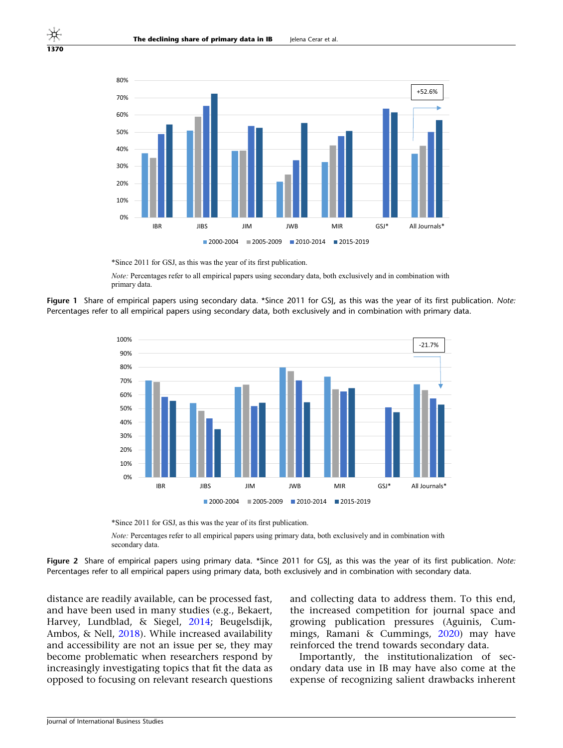*Since 2011 for GSJ, as this was the year of its first publication.

*Note:* Percentages refer to all empirical papers using secondary data, both exclusively and in combination with primary data.

**Figure 1** Share of empirical papers using secondary data. *Since 2011 for GSJ, as this was the year of its first publication. *Note:* Percentages refer to all empirical papers using secondary data, both exclusively and in combination with primary data.

*Since 2011 for GSJ, as this was the year of its first publication.

*Note:* Percentages refer to all empirical papers using primary data, both exclusively and in combination with secondary data.

**Figure 2** Share of empirical papers using primary data. *Since 2011 for GSJ, as this was the year of its first publication. *Note:* Percentages refer to all empirical papers using primary data, both exclusively and in combination with secondary data.

distance are readily available, can be processed fast, and have been used in many studies (e.g., Bekaert, Harvey, Lundblad, & Siegel, 2014; Beugelsdijk, Ambos, & Nell, 2018). While increased availability and accessibility are not an issue per se, they may become problematic when researchers respond by increasingly investigating topics that fit the data as opposed to focusing on relevant research questions and collecting data to address them. To this end, the increased competition for journal space and growing publication pressures (Aguinis, Cummings, Ramani & Cummings, 2020) may have reinforced the trend towards secondary data.

Importantly, the institutionalization of secondary data use in IB may have also come at the expense of recognizing salient drawbacks inherent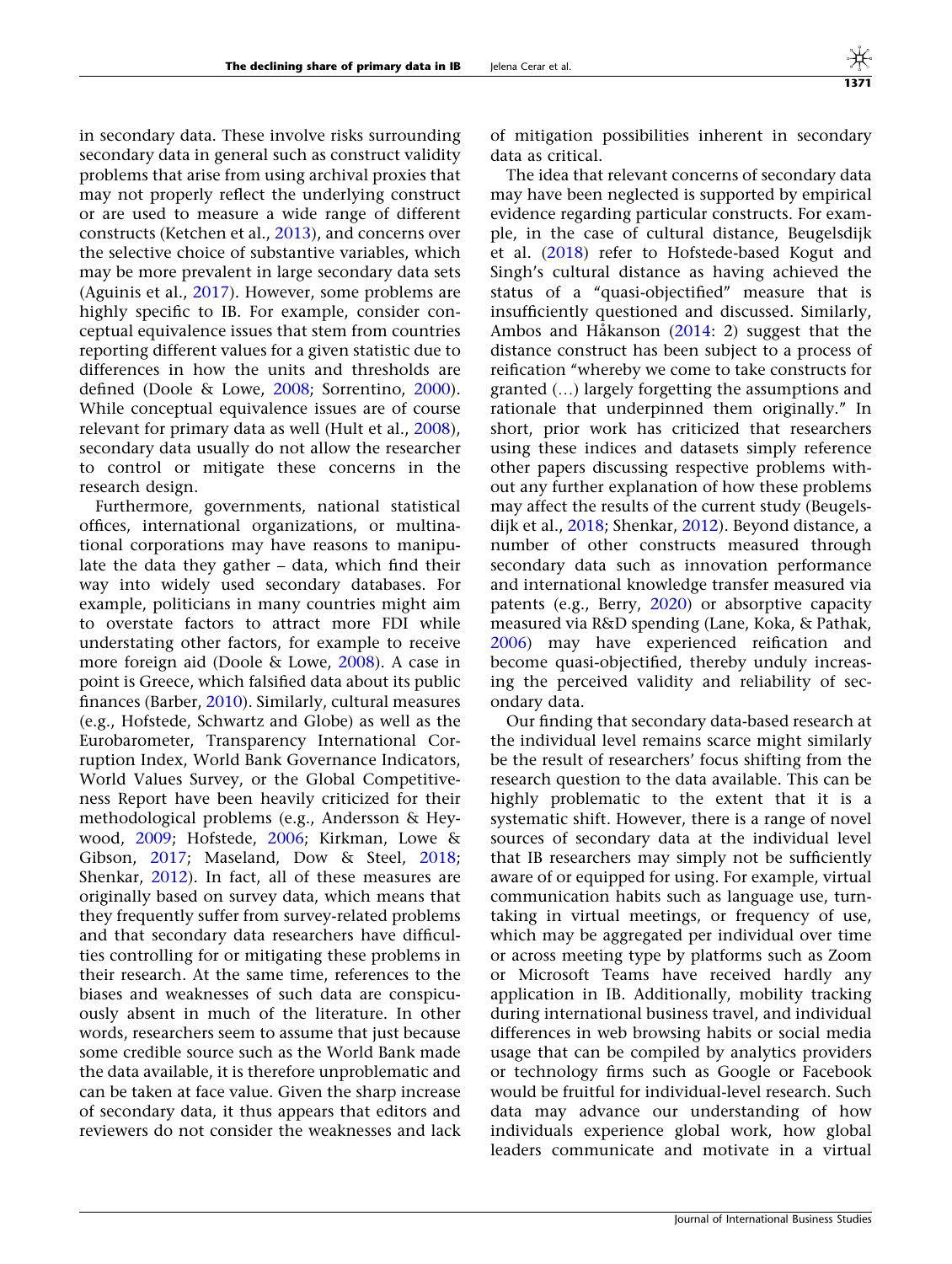in secondary data. These involve risks surrounding secondary data in general such as construct validity problems that arise from using archival proxies that may not properly reflect the underlying construct or are used to measure a wide range of different constructs (Ketchen et al., 2013), and concerns over the selective choice of substantive variables, which may be more prevalent in large secondary data sets (Aguinis et al., 2017). However, some problems are highly specific to IB. For example, consider conceptual equivalence issues that stem from countries reporting different values for a given statistic due to differences in how the units and thresholds are defined (Doole & Lowe, 2008; Sorrentino, 2000). While conceptual equivalence issues are of course relevant for primary data as well (Hult et al., 2008), secondary data usually do not allow the researcher to control or mitigate these concerns in the research design.

Furthermore, governments, national statistical offices, international organizations, or multinational corporations may have reasons to manipulate the data they gather – data, which find their way into widely used secondary databases. For example, politicians in many countries might aim to overstate factors to attract more FDI while understating other factors, for example to receive more foreign aid (Doole & Lowe, 2008). A case in point is Greece, which falsified data about its public finances (Barber, 2010). Similarly, cultural measures (e.g., Hofstede, Schwartz and Globe) as well as the Eurobarometer, Transparency International Corruption Index, World Bank Governance Indicators, World Values Survey, or the Global Competitiveness Report have been heavily criticized for their methodological problems (e.g., Andersson & Heywood, 2009; Hofstede, 2006; Kirkman, Lowe & Gibson, 2017; Maseland, Dow & Steel, 2018; Shenkar, 2012). In fact, all of these measures are originally based on survey data, which means that they frequently suffer from survey-related problems and that secondary data researchers have difficulties controlling for or mitigating these problems in their research. At the same time, references to the biases and weaknesses of such data are conspicuously absent in much of the literature. In other words, researchers seem to assume that just because some credible source such as the World Bank made the data available, it is therefore unproblematic and can be taken at face value. Given the sharp increase of secondary data, it thus appears that editors and reviewers do not consider the weaknesses and lack of mitigation possibilities inherent in secondary data as critical.

The idea that relevant concerns of secondary data may have been neglected is supported by empirical evidence regarding particular constructs. For example, in the case of cultural distance, Beugelsdijk et al. (2018) refer to Hofstede-based Kogut and Singh's cultural distance as having achieved the status of a "quasi-objectified" measure that is insufficiently questioned and discussed. Similarly, Ambos and Håkanson (2014: 2) suggest that the distance construct has been subject to a process of reification "whereby we come to take constructs for granted (…) largely forgetting the assumptions and rationale that underpinned them originally." In short, prior work has criticized that researchers using these indices and datasets simply reference other papers discussing respective problems without any further explanation of how these problems may affect the results of the current study (Beugelsdijk et al., 2018; Shenkar, 2012). Beyond distance, a number of other constructs measured through secondary data such as innovation performance and international knowledge transfer measured via patents (e.g., Berry, 2020) or absorptive capacity measured via R&D spending (Lane, Koka, & Pathak, 2006) may have experienced reification and become quasi-objectified, thereby unduly increasing the perceived validity and reliability of secondary data.

Our finding that secondary data-based research at the individual level remains scarce might similarly be the result of researchers' focus shifting from the research question to the data available. This can be highly problematic to the extent that it is a systematic shift. However, there is a range of novel sources of secondary data at the individual level that IB researchers may simply not be sufficiently aware of or equipped for using. For example, virtual communication habits such as language use, turn-taking in virtual meetings, or frequency of use, which may be aggregated per individual over time or across meeting type by platforms such as Zoom or Microsoft Teams have received hardly any application in IB. Additionally, mobility tracking during international business travel, and individual differences in web browsing habits or social media usage that can be compiled by analytics providers or technology firms such as Google or Facebook would be fruitful for individual-level research. Such data may advance our understanding of how individuals experience global work, how global leaders communicate and motivate in a virtual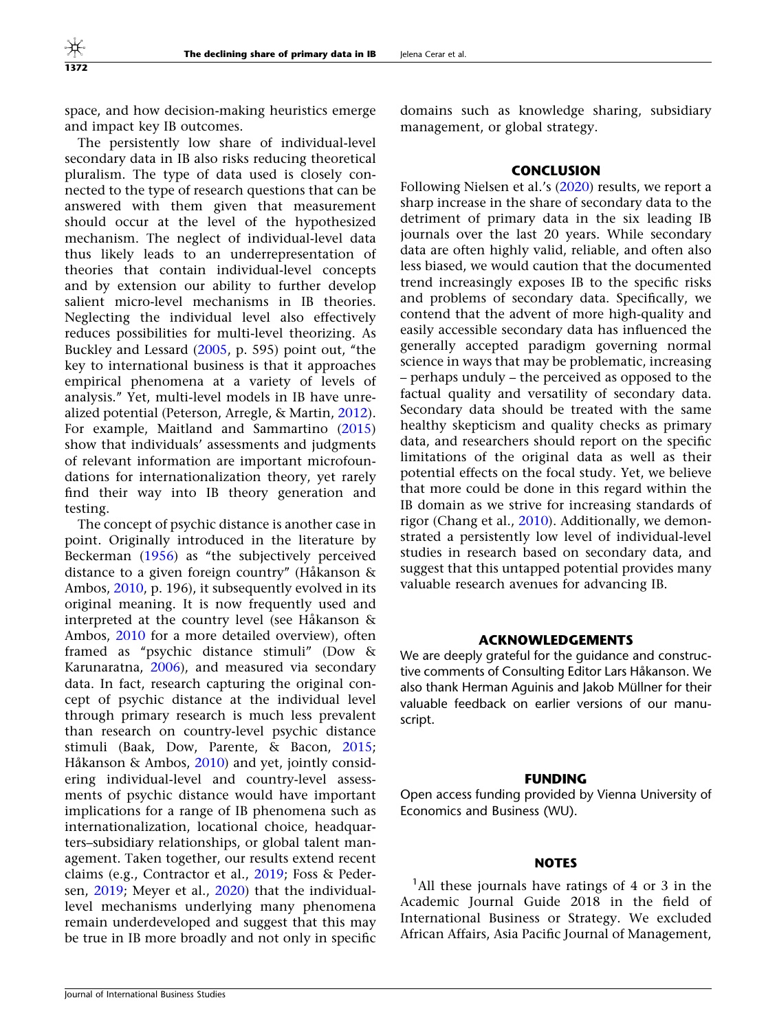space, and how decision-making heuristics emerge and impact key IB outcomes.

The persistently low share of individual-level secondary data in IB also risks reducing theoretical pluralism. The type of data used is closely connected to the type of research questions that can be answered with them given that measurement should occur at the level of the hypothesized mechanism. The neglect of individual-level data thus likely leads to an underrepresentation of theories that contain individual-level concepts and by extension our ability to further develop salient micro-level mechanisms in IB theories. Neglecting the individual level also effectively reduces possibilities for multi-level theorizing. As Buckley and Lessard (2005, p. 595) point out, "the key to international business is that it approaches empirical phenomena at a variety of levels of analysis." Yet, multi-level models in IB have unrealized potential (Peterson, Arregle, & Martin, 2012). For example, Maitland and Sammartino (2015) show that individuals' assessments and judgments of relevant information are important microfoundations for internationalization theory, yet rarely find their way into IB theory generation and testing.

The concept of psychic distance is another case in point. Originally introduced in the literature by Beckerman (1956) as "the subjectively perceived distance to a given foreign country" (Håkanson & Ambos, 2010, p. 196), it subsequently evolved in its original meaning. It is now frequently used and interpreted at the country level (see Håkanson & Ambos, 2010 for a more detailed overview), often framed as "psychic distance stimuli" (Dow & Karunaratna, 2006), and measured via secondary data. In fact, research capturing the original concept of psychic distance at the individual level through primary research is much less prevalent than research on country-level psychic distance stimuli (Baak, Dow, Parente, & Bacon, 2015; Håkanson & Ambos, 2010) and yet, jointly considering individual-level and country-level assessments of psychic distance would have important implications for a range of IB phenomena such as internationalization, locational choice, headquarters–subsidiary relationships, or global talent management. Taken together, our results extend recent claims (e.g., Contractor et al., 2019; Foss & Pedersen, 2019; Meyer et al., 2020) that the individual-level mechanisms underlying many phenomena remain underdeveloped and suggest that this may be true in IB more broadly and not only in specific domains such as knowledge sharing, subsidiary management, or global strategy.

## CONCLUSION

Following Nielsen et al.'s (2020) results, we report a sharp increase in the share of secondary data to the detriment of primary data in the six leading IB journals over the last 20 years. While secondary data are often highly valid, reliable, and often also less biased, we would caution that the documented trend increasingly exposes IB to the specific risks and problems of secondary data. Specifically, we contend that the advent of more high-quality and easily accessible secondary data has influenced the generally accepted paradigm governing normal science in ways that may be problematic, increasing – perhaps unduly – the perceived as opposed to the factual quality and versatility of secondary data. Secondary data should be treated with the same healthy skepticism and quality checks as primary data, and researchers should report on the specific limitations of the original data as well as their potential effects on the focal study. Yet, we believe that more could be done in this regard within the IB domain as we strive for increasing standards of rigor (Chang et al., 2010). Additionally, we demonstrated a persistently low level of individual-level studies in research based on secondary data, and suggest that this untapped potential provides many valuable research avenues for advancing IB.

## ACKNOWLEDGEMENTS

We are deeply grateful for the guidance and constructive comments of Consulting Editor Lars Håkanson. We also thank Herman Aguinis and Jakob Müllner for their valuable feedback on earlier versions of our manuscript.

## FUNDING

Open access funding provided by Vienna University of Economics and Business (WU).

## NOTES

[1]All these journals have ratings of 4 or 3 in the Academic Journal Guide 2018 in the field of International Business or Strategy. We excluded African Affairs, Asia Pacific Journal of Management,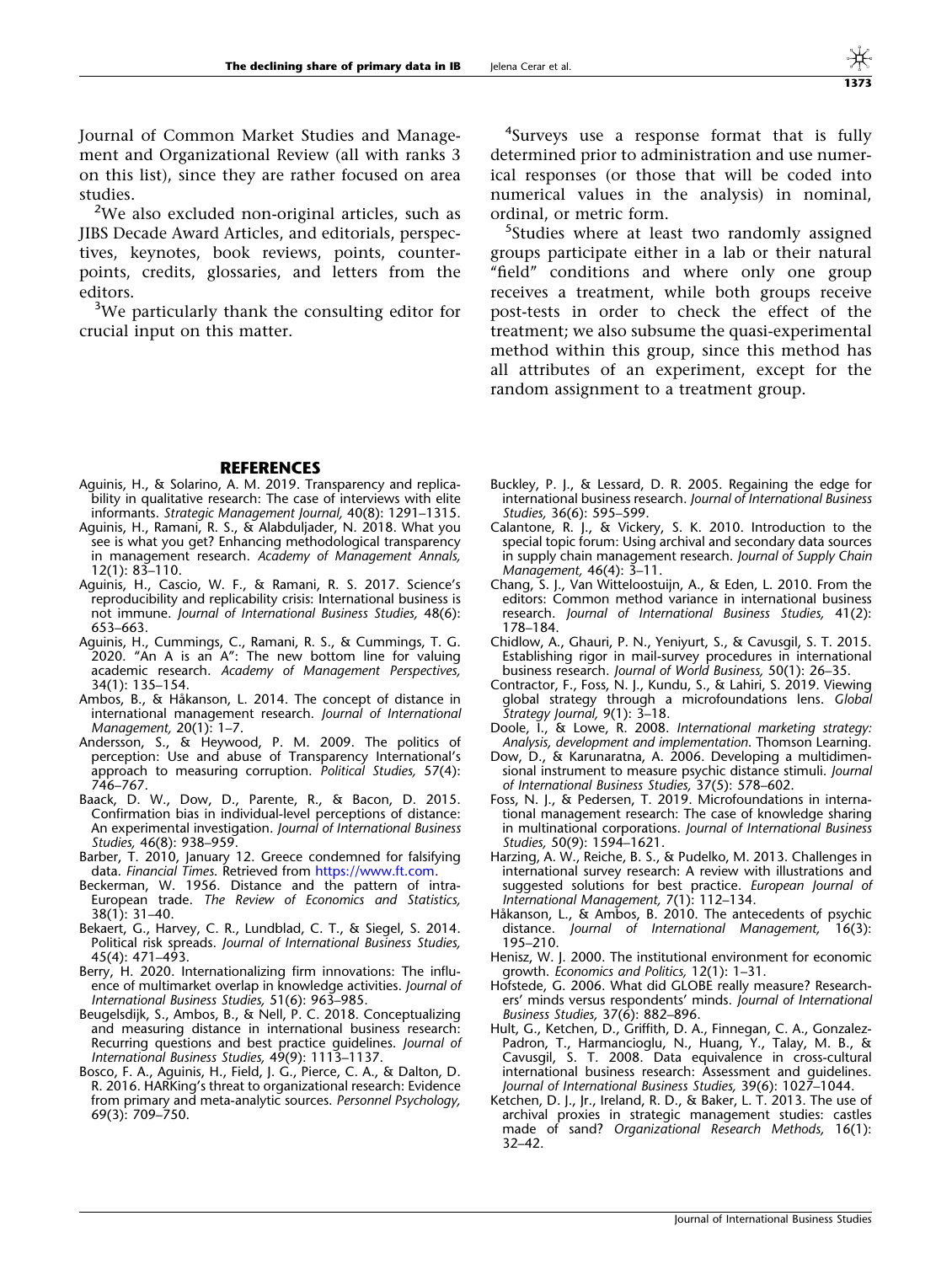Journal of Common Market Studies and Management and Organizational Review (all with ranks 3 on this list), since they are rather focused on area studies.

[2]We also excluded non-original articles, such as JIBS Decade Award Articles, and editorials, perspectives, keynotes, book reviews, points, counterpoints, credits, glossaries, and letters from the editors.

[3]We particularly thank the consulting editor for crucial input on this matter.

[4]Surveys use a response format that is fully determined prior to administration and use numerical responses (or those that will be coded into numerical values in the analysis) in nominal, ordinal, or metric form.

[5]Studies where at least two randomly assigned groups participate either in a lab or their natural "field" conditions and where only one group receives a treatment, while both groups receive post-tests in order to check the effect of the treatment; we also subsume the quasi-experimental method within this group, since this method has all attributes of an experiment, except for the random assignment to a treatment group.

## REFERENCES

Aguinis, H., & Solarino, A. M. 2019. Transparency and replicability in qualitative research: The case of interviews with elite informants. *Strategic Management Journal,* 40(8): 1291–1315.

Aguinis, H., Ramani, R. S., & Alabduljader, N. 2018. What you see is what you get? Enhancing methodological transparency in management research. *Academy of Management Annals,* 12(1): 83–110.

Aguinis, H., Cascio, W. F., & Ramani, R. S. 2017. Science's reproducibility and replicability crisis: International business is not immune. *Journal of International Business Studies,* 48(6): 653–663.

Aguinis, H., Cummings, C., Ramani, R. S., & Cummings, T. G. 2020. "An A is an A": The new bottom line for valuing academic research. *Academy of Management Perspectives,* 34(1): 135–154.

Ambos, B., & Håkanson, L. 2014. The concept of distance in international management research. *Journal of International Management,* 20(1): 1–7.

Andersson, S., & Heywood, P. M. 2009. The politics of perception: Use and abuse of Transparency International's approach to measuring corruption. *Political Studies,* 57(4): 746–767.

Baack, D. W., Dow, D., Parente, R., & Bacon, D. 2015. Confirmation bias in individual-level perceptions of distance: An experimental investigation. *Journal of International Business Studies,* 46(8): 938–959.

Barber, T. 2010, January 12. Greece condemned for falsifying data. *Financial Times.* Retrieved from https://www.ft.com.

Beckerman, W. 1956. Distance and the pattern of intra-European trade. *The Review of Economics and Statistics,* 38(1): 31–40.

Bekaert, G., Harvey, C. R., Lundblad, C. T., & Siegel, S. 2014. Political risk spreads. *Journal of International Business Studies,* 45(4): 471–493.

Berry, H. 2020. Internationalizing firm innovations: The influence of multimarket overlap in knowledge activities. *Journal of International Business Studies,* 51(6): 963–985.

Beugelsdijk, S., Ambos, B., & Nell, P. C. 2018. Conceptualizing and measuring distance in international business research: Recurring questions and best practice guidelines. *Journal of International Business Studies,* 49(9): 1113–1137.

Bosco, F. A., Aguinis, H., Field, J. G., Pierce, C. A., & Dalton, D. R. 2016. HARKing's threat to organizational research: Evidence from primary and meta-analytic sources. *Personnel Psychology,* 69(3): 709–750.

Buckley, P. J., & Lessard, D. R. 2005. Regaining the edge for international business research. *Journal of International Business Studies,* 36(6): 595–599.

Calantone, R. J., & Vickery, S. K. 2010. Introduction to the special topic forum: Using archival and secondary data sources in supply chain management research. *Journal of Supply Chain Management,* 46(4): 3–11.

Chang, S. J., Van Witteloostuijn, A., & Eden, L. 2010. From the editors: Common method variance in international business research. *Journal of International Business Studies,* 41(2): 178–184.

Chidlow, A., Ghauri, P. N., Yeniyurt, S., & Cavusgil, S. T. 2015. Establishing rigor in mail-survey procedures in international business research. *Journal of World Business,* 50(1): 26–35.

Contractor, F., Foss, N. J., Kundu, S., & Lahiri, S. 2019. Viewing global strategy through a microfoundations lens. *Global Strategy Journal,* 9(1): 3–18.

Doole, I., & Lowe, R. 2008. *International marketing strategy: Analysis, development and implementation*. Thomson Learning.

Dow, D., & Karunaratna, A. 2006. Developing a multidimensional instrument to measure psychic distance stimuli. *Journal of International Business Studies,* 37(5): 578–602.

Foss, N. J., & Pedersen, T. 2019. Microfoundations in international management research: The case of knowledge sharing in multinational corporations. *Journal of International Business Studies,* 50(9): 1594–1621.

Harzing, A. W., Reiche, B. S., & Pudelko, M. 2013. Challenges in international survey research: A review with illustrations and suggested solutions for best practice. *European Journal of International Management,* 7(1): 112–134.

Håkanson, L., & Ambos, B. 2010. The antecedents of psychic distance. *Journal of International Management,* 16(3): 195–210.

Henisz, W. J. 2000. The institutional environment for economic growth. *Economics and Politics,* 12(1): 1–31.

Hofstede, G. 2006. What did GLOBE really measure? Researchers' minds versus respondents' minds. *Journal of International Business Studies,* 37(6): 882–896.

Hult, G., Ketchen, D., Griffith, D. A., Finnegan, C. A., Gonzalez-Padron, T., Harmancioglu, N., Huang, Y., Talay, M. B., & Cavusgil, S. T. 2008. Data equivalence in cross-cultural international business research: Assessment and guidelines. *Journal of International Business Studies,* 39(6): 1027–1044.

Ketchen, D. J., Jr., Ireland, R. D., & Baker, L. T. 2013. The use of archival proxies in strategic management studies: castles made of sand? *Organizational Research Methods,* 16(1): 32–42.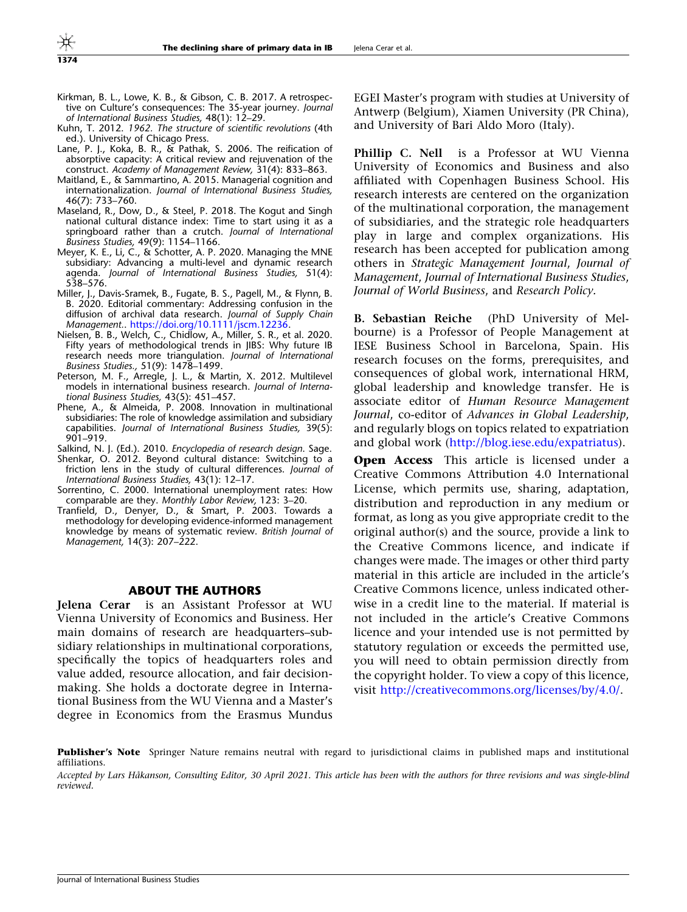Kirkman, B. L., Lowe, K. B., & Gibson, C. B. 2017. A retrospective on Culture's consequences: The 35-year journey. *Journal of International Business Studies,* 48(1): 12–29.

Kuhn, T. 2012. *1962. The structure of scientific revolutions* (4th ed.). University of Chicago Press.

Lane, P. J., Koka, B. R., & Pathak, S. 2006. The reification of absorptive capacity: A critical review and rejuvenation of the construct. *Academy of Management Review,* 31(4): 833–863.

Maitland, E., & Sammartino, A. 2015. Managerial cognition and internationalization. *Journal of International Business Studies,* 46(7): 733–760.

Maseland, R., Dow, D., & Steel, P. 2018. The Kogut and Singh national cultural distance index: Time to start using it as a springboard rather than a crutch. *Journal of International Business Studies,* 49(9): 1154–1166.

Meyer, K. E., Li, C., & Schotter, A. P. 2020. Managing the MNE subsidiary: Advancing a multi-level and dynamic research agenda. *Journal of International Business Studies,* 51(4): 538–576.

Miller, J., Davis-Sramek, B., Fugate, B. S., Pagell, M., & Flynn, B. B. 2020. Editorial commentary: Addressing confusion in the diffusion of archival data research. *Journal of Supply Chain Management.*. https://doi.org/10.1111/jscm.12236.

Nielsen, B. B., Welch, C., Chidlow, A., Miller, S. R., et al. 2020. Fifty years of methodological trends in JIBS: Why future IB research needs more triangulation. *Journal of International Business Studies.,* 51(9): 1478–1499.

Peterson, M. F., Arregle, J. L., & Martin, X. 2012. Multilevel models in international business research. *Journal of International Business Studies,* 43(5): 451–457.

Phene, A., & Almeida, P. 2008. Innovation in multinational subsidiaries: The role of knowledge assimilation and subsidiary capabilities. *Journal of International Business Studies,* 39(5): 901–919.

Salkind, N. J. (Ed.). 2010. *Encyclopedia of research design.* Sage.

Shenkar, O. 2012. Beyond cultural distance: Switching to a friction lens in the study of cultural differences. *Journal of International Business Studies,* 43(1): 12–17.

Sorrentino, C. 2000. International unemployment rates: How comparable are they. *Monthly Labor Review,* 123: 3–20.

Tranfield, D., Denyer, D., & Smart, P. 2003. Towards a methodology for developing evidence-informed management knowledge by means of systematic review. *British Journal of Management,* 14(3): 207–222.

## ABOUT THE AUTHORS

**Jelena Cerar** is an Assistant Professor at WU Vienna University of Economics and Business. Her main domains of research are headquarters–subsidiary relationships in multinational corporations, specifically the topics of headquarters roles and value added, resource allocation, and fair decision-making. She holds a doctorate degree in International Business from the WU Vienna and a Master's degree in Economics from the Erasmus Mundus EGEI Master's program with studies at University of Antwerp (Belgium), Xiamen University (PR China), and University of Bari Aldo Moro (Italy).

**Phillip C. Nell** is a Professor at WU Vienna University of Economics and Business and also affiliated with Copenhagen Business School. His research interests are centered on the organization of the multinational corporation, the management of subsidiaries, and the strategic role headquarters play in large and complex organizations. His research has been accepted for publication among others in *Strategic Management Journal*, *Journal of Management*, *Journal of International Business Studies*, *Journal of World Business*, and *Research Policy*.

**B. Sebastian Reiche** (PhD University of Melbourne) is a Professor of People Management at IESE Business School in Barcelona, Spain. His research focuses on the forms, prerequisites, and consequences of global work, international HRM, global leadership and knowledge transfer. He is associate editor of *Human Resource Management Journal*, co-editor of *Advances in Global Leadership*, and regularly blogs on topics related to expatriation and global work (http://blog.iese.edu/expatriatus).

**Open Access** This article is licensed under a Creative Commons Attribution 4.0 International License, which permits use, sharing, adaptation, distribution and reproduction in any medium or format, as long as you give appropriate credit to the original author(s) and the source, provide a link to the Creative Commons licence, and indicate if changes were made. The images or other third party material in this article are included in the article's Creative Commons licence, unless indicated otherwise in a credit line to the material. If material is not included in the article's Creative Commons licence and your intended use is not permitted by statutory regulation or exceeds the permitted use, you will need to obtain permission directly from the copyright holder. To view a copy of this licence, visit http://creativecommons.org/licenses/by/4.0/.

**Publisher's Note** Springer Nature remains neutral with regard to jurisdictional claims in published maps and institutional affiliations.

*Accepted by Lars Håkanson, Consulting Editor, 30 April 2021. This article has been with the authors for three revisions and was single-blind reviewed.*